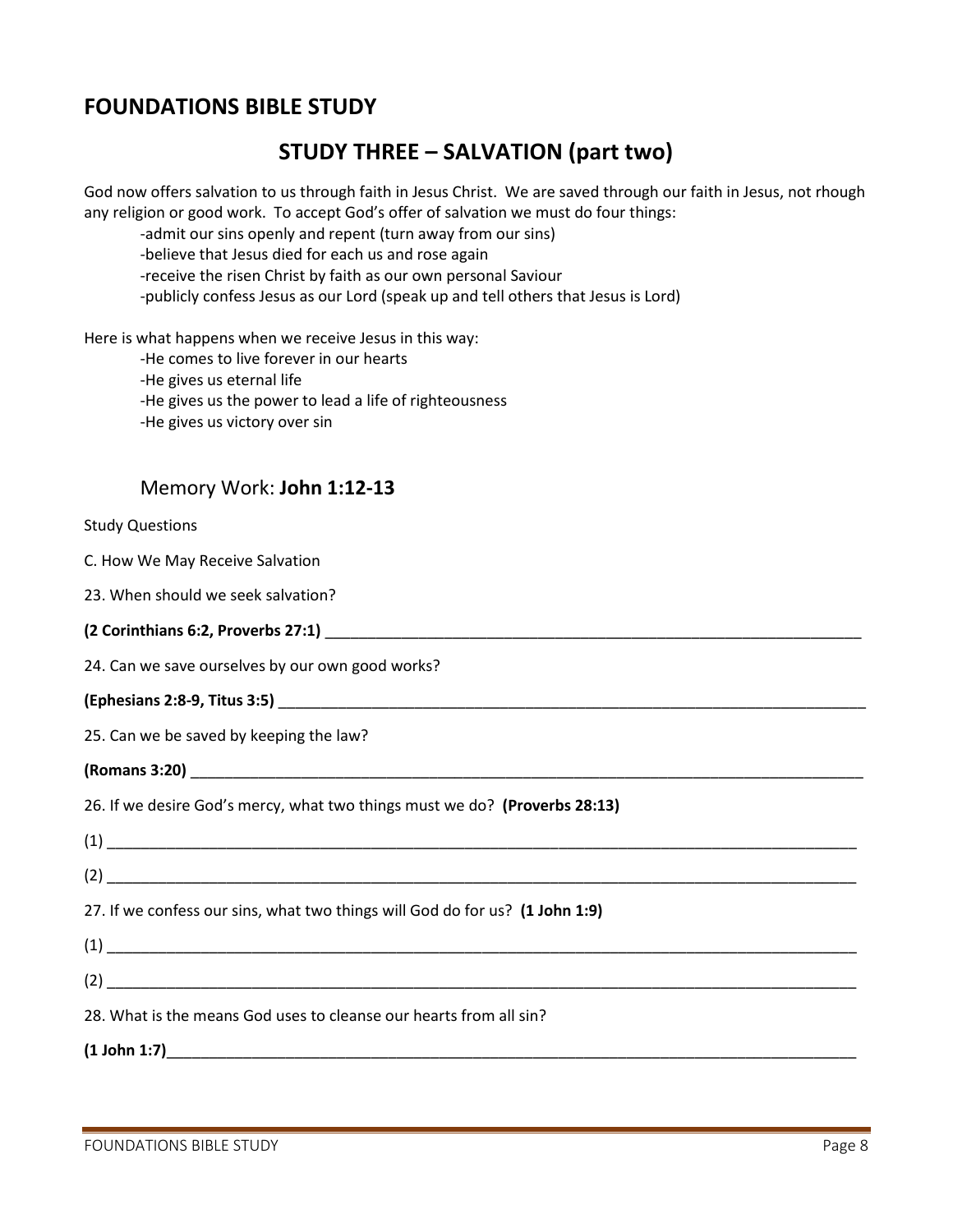## FOUNDATIONS BIBLE STUDY

## STUDY THREE – SALVATION (part two)

God now offers salvation to us through faith in Jesus Christ. We are saved through our faith in Jesus, not rhough any religion or good work. To accept God's offer of salvation we must do four things:

- admit our sins openly and repent (turn away from our sins)
- believe that Jesus died for each us and rose again
- receive the risen Christ by faith as our own personal Saviour
- publicly confess Jesus as our Lord (speak up and tell others that Jesus is Lord)

Here is what happens when we receive Jesus in this way:

- He comes to live forever in our hearts
- He gives us eternal life
- He gives us the power to lead a life of righteousness
- He gives us victory over sin

### Memory Work: **John 1:12-13**

Study Questions

C. How We May Receive Salvation

23. When should we seek salvation?

**(2 Corinthians 6:2, Proverbs 27:1)** ________________________________________________

24. Can we save ourselves by our own good works?

**(Ephesians 2:8-9, Titus 3:5)** ________________________________________________

25. Can we be saved by keeping the law?

**(Romans 3:20)** ________________________________________________

26. If we desire God's mercy, what two things must we do? **(Proverbs 28:13)**

(1) ________________________________________________

(2) ________________________________________________

27. If we confess our sins, what two things will God do for us? **(1 John 1:9)**

(1) ________________________________________________

(2) ________________________________________________

28. What is the means God uses to cleanse our hearts from all sin?

**(1 John 1:7)**________________________________________________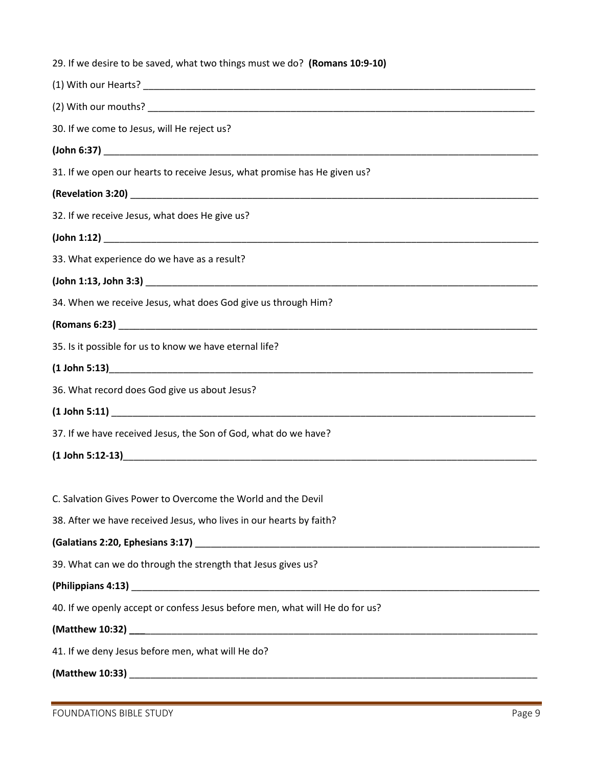29. If we desire to be saved, what two things must we do? **(Romans 10:9-10)**

(1) With our Hearts? ___________________________________________________________________________

(2) With our mouths? __________________________________________________________________________

30. If we come to Jesus, will He reject us?

**(John 6:37)** ________________________________________________________________________________

31. If we open our hearts to receive Jesus, what promise has He given us?

**(Revelation 3:20)** ___________________________________________________________________________

32. If we receive Jesus, what does He give us?

**(John 1:12)** ________________________________________________________________________________

33. What experience do we have as a result?

**(John 1:13, John 3:3)** _______________________________________________________________________

34. When we receive Jesus, what does God give us through Him?

**(Romans 6:23)** _____________________________________________________________________________

35. Is it possible for us to know we have eternal life?

**(1 John 5:13)**______________________________________________________________________________

36. What record does God give us about Jesus?

**(1 John 5:11)** _____________________________________________________________________________

37. If we have received Jesus, the Son of God, what do we have?

**(1 John 5:12-13)**___________________________________________________________________________

C. Salvation Gives Power to Overcome the World and the Devil

38. After we have received Jesus, who lives in our hearts by faith?

**(Galatians 2:20, Ephesians 3:17)** _______________________________________________________________

39. What can we do through the strength that Jesus gives us?

**(Philippians 4:13)** __________________________________________________________________________

40. If we openly accept or confess Jesus before men, what will He do for us?

**(Matthew 10:32)** ___________________________________________________________________________

41. If we deny Jesus before men, what will He do?

**(Matthew 10:33)** ___________________________________________________________________________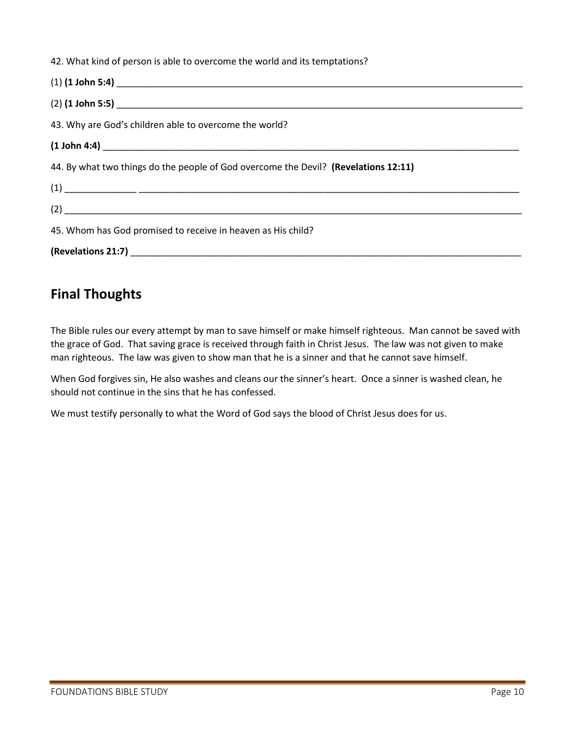42. What kind of person is able to overcome the world and its temptations?

(1) **(1 John 5:4)** ______________________________________________________________________________

(2) **(1 John 5:5)** ______________________________________________________________________________

43. Why are God's children able to overcome the world?

**(1 John 4:4)** ______________________________________________________________________________

44. By what two things do the people of God overcome the Devil? **(Revelations 12:11)**

(1) ______________ ______________________________________________________________________________

(2) ______________________________________________________________________________________________

45. Whom has God promised to receive in heaven as His child?

**(Revelations 21:7)** ______________________________________________________________________________

## Final Thoughts

The Bible rules our every attempt by man to save himself or make himself righteous. Man cannot be saved with the grace of God. That saving grace is received through faith in Christ Jesus. The law was not given to make man righteous. The law was given to show man that he is a sinner and that he cannot save himself.

When God forgives sin, He also washes and cleans our the sinner's heart. Once a sinner is washed clean, he should not continue in the sins that he has confessed.

We must testify personally to what the Word of God says the blood of Christ Jesus does for us.